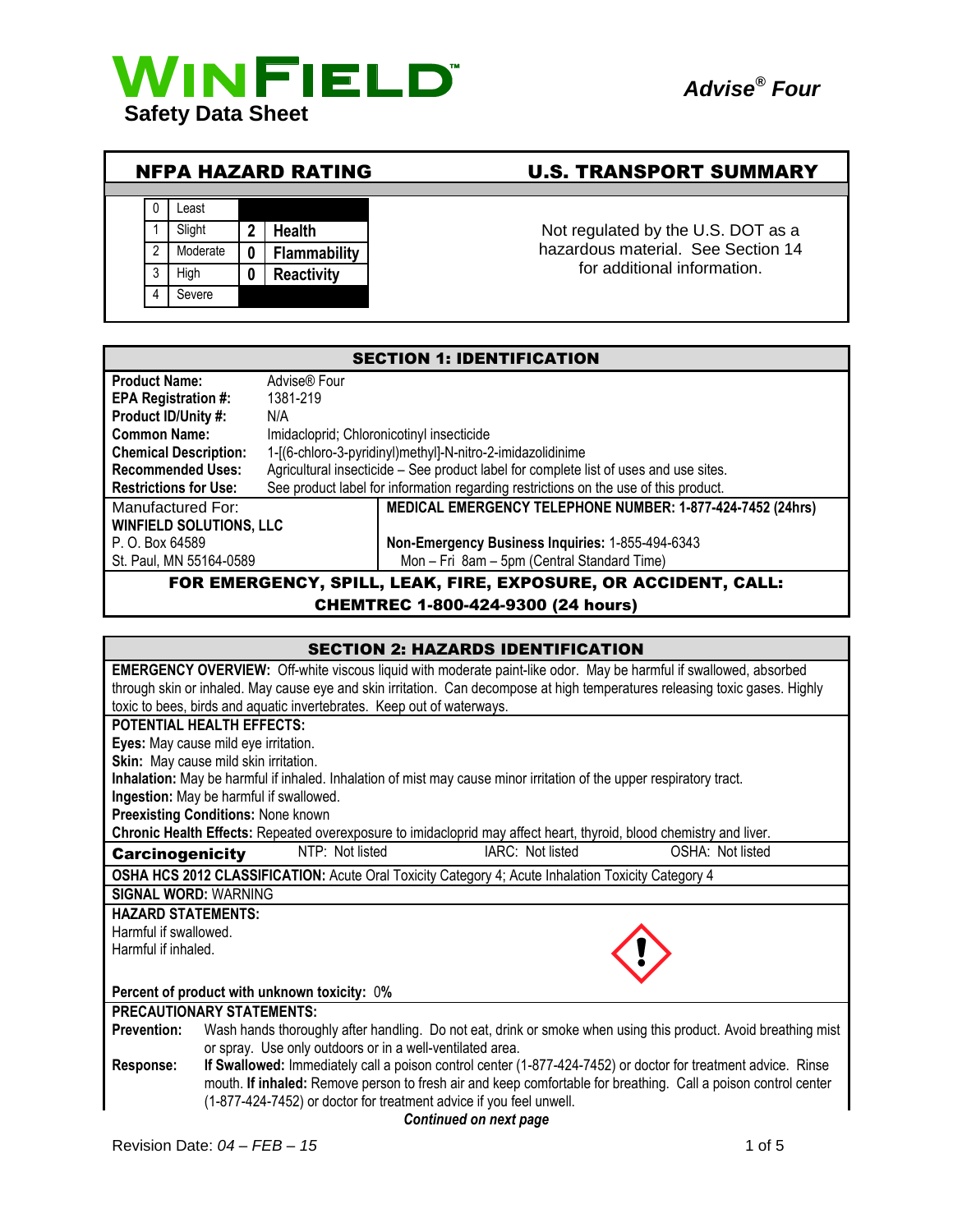# WINFIELD

**Safety Data Sheet**

***Advise® Four***

## NFPA HAZARD RATING

| | | | |
|---|---|---|---|
| 0 | Least | | |
| 1 | Slight | 2 | **Health** |
| 2 | Moderate | 0 | **Flammability** |
| 3 | High | 0 | **Reactivity** |
| 4 | Severe | | |

## U.S. TRANSPORT SUMMARY

Not regulated by the U.S. DOT as a hazardous material. See Section 14 for additional information.

## SECTION 1: IDENTIFICATION

| | |
|---|---|
| **Product Name:** | Advise® Four |
| **EPA Registration #:** | 1381-219 |
| **Product ID/Unity #:** | N/A |
| **Common Name:** | Imidacloprid; Chloronicotinyl insecticide |
| **Chemical Description:** | 1-[(6-chloro-3-pyridinyl)methyl]-N-nitro-2-imidazolidinime |
| **Recommended Uses:** | Agricultural insecticide – See product label for complete list of uses and use sites. |
| **Restrictions for Use:** | See product label for information regarding restrictions on the use of this product. |

| Manufactured For: | **MEDICAL EMERGENCY TELEPHONE NUMBER: 1-877-424-7452 (24hrs)** |
|---|---|
| **WINFIELD SOLUTIONS, LLC** | |
| P. O. Box 64589 | **Non-Emergency Business Inquiries:** 1-855-494-6343 |
| St. Paul, MN 55164-0589 | Mon – Fri 8am – 5pm (Central Standard Time) |

**FOR EMERGENCY, SPILL, LEAK, FIRE, EXPOSURE, OR ACCIDENT, CALL: CHEMTREC 1-800-424-9300 (24 hours)**

## SECTION 2: HAZARDS IDENTIFICATION

**EMERGENCY OVERVIEW:** Off-white viscous liquid with moderate paint-like odor. May be harmful if swallowed, absorbed through skin or inhaled. May cause eye and skin irritation. Can decompose at high temperatures releasing toxic gases. Highly toxic to bees, birds and aquatic invertebrates. Keep out of waterways.

**POTENTIAL HEALTH EFFECTS:**

**Eyes:** May cause mild eye irritation.

**Skin:** May cause mild skin irritation.

**Inhalation:** May be harmful if inhaled. Inhalation of mist may cause minor irritation of the upper respiratory tract.

**Ingestion:** May be harmful if swallowed.

**Preexisting Conditions:** None known

**Chronic Health Effects:** Repeated overexposure to imidacloprid may affect heart, thyroid, blood chemistry and liver.

| **Carcinogenicity** | NTP: Not listed | IARC: Not listed | OSHA: Not listed |
|---|---|---|---|

**OSHA HCS 2012 CLASSIFICATION:** Acute Oral Toxicity Category 4; Acute Inhalation Toxicity Category 4

**SIGNAL WORD:** WARNING

**HAZARD STATEMENTS:**

Harmful if swallowed.

Harmful if inhaled.

**Percent of product with unknown toxicity:** 0%

**PRECAUTIONARY STATEMENTS:**

**Prevention:** Wash hands thoroughly after handling. Do not eat, drink or smoke when using this product. Avoid breathing mist or spray. Use only outdoors or in a well-ventilated area.

**Response:** **If Swallowed:** Immediately call a poison control center (1-877-424-7452) or doctor for treatment advice. Rinse mouth. **If inhaled:** Remove person to fresh air and keep comfortable for breathing. Call a poison control center (1-877-424-7452) or doctor for treatment advice if you feel unwell.

***Continued on next page***

Revision Date: *04 – FEB – 15*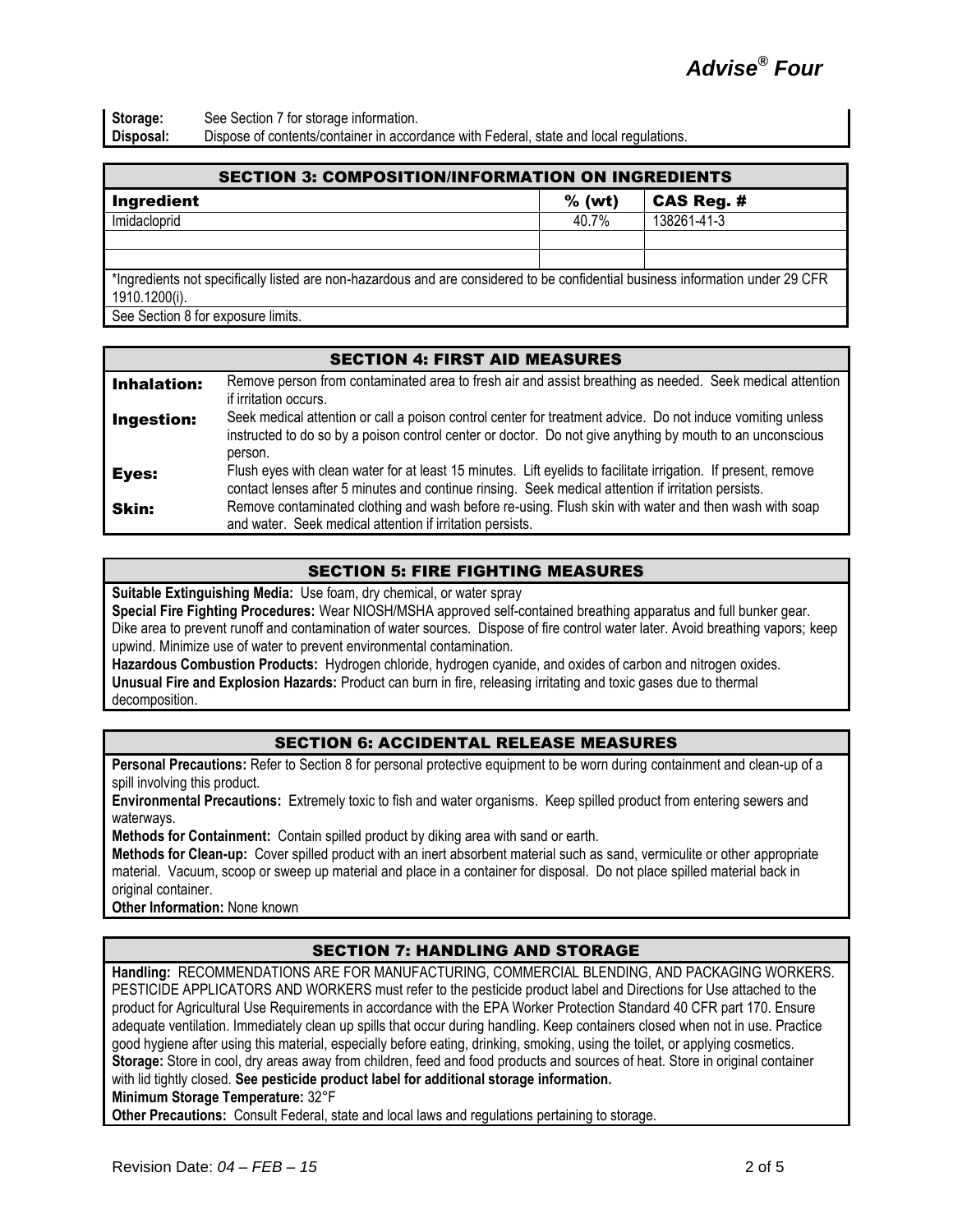**Storage:** See Section 7 for storage information.
**Disposal:** Dispose of contents/container in accordance with Federal, state and local regulations.

## SECTION 3: COMPOSITION/INFORMATION ON INGREDIENTS

| Ingredient | % (wt) | CAS Reg. # |
|---|---|---|
| Imidacloprid | 40.7% | 138261-41-3 |
| | | |
| | | |

*Ingredients not specifically listed are non-hazardous and are considered to be confidential business information under 29 CFR 1910.1200(i).

See Section 8 for exposure limits.

## SECTION 4: FIRST AID MEASURES

**Inhalation:** Remove person from contaminated area to fresh air and assist breathing as needed. Seek medical attention if irritation occurs.

**Ingestion:** Seek medical attention or call a poison control center for treatment advice. Do not induce vomiting unless instructed to do so by a poison control center or doctor. Do not give anything by mouth to an unconscious person.

**Eyes:** Flush eyes with clean water for at least 15 minutes. Lift eyelids to facilitate irrigation. If present, remove contact lenses after 5 minutes and continue rinsing. Seek medical attention if irritation persists.

**Skin:** Remove contaminated clothing and wash before re-using. Flush skin with water and then wash with soap and water. Seek medical attention if irritation persists.

## SECTION 5: FIRE FIGHTING MEASURES

**Suitable Extinguishing Media:** Use foam, dry chemical, or water spray

**Special Fire Fighting Procedures:** Wear NIOSH/MSHA approved self-contained breathing apparatus and full bunker gear. Dike area to prevent runoff and contamination of water sources. Dispose of fire control water later. Avoid breathing vapors; keep upwind. Minimize use of water to prevent environmental contamination.

**Hazardous Combustion Products:** Hydrogen chloride, hydrogen cyanide, and oxides of carbon and nitrogen oxides.

**Unusual Fire and Explosion Hazards:** Product can burn in fire, releasing irritating and toxic gases due to thermal decomposition.

## SECTION 6: ACCIDENTAL RELEASE MEASURES

**Personal Precautions:** Refer to Section 8 for personal protective equipment to be worn during containment and clean-up of a spill involving this product.

**Environmental Precautions:** Extremely toxic to fish and water organisms. Keep spilled product from entering sewers and waterways.

**Methods for Containment:** Contain spilled product by diking area with sand or earth.

**Methods for Clean-up:** Cover spilled product with an inert absorbent material such as sand, vermiculite or other appropriate material. Vacuum, scoop or sweep up material and place in a container for disposal. Do not place spilled material back in original container.

**Other Information:** None known

## SECTION 7: HANDLING AND STORAGE

**Handling:** RECOMMENDATIONS ARE FOR MANUFACTURING, COMMERCIAL BLENDING, AND PACKAGING WORKERS. PESTICIDE APPLICATORS AND WORKERS must refer to the pesticide product label and Directions for Use attached to the product for Agricultural Use Requirements in accordance with the EPA Worker Protection Standard 40 CFR part 170. Ensure adequate ventilation. Immediately clean up spills that occur during handling. Keep containers closed when not in use. Practice good hygiene after using this material, especially before eating, drinking, smoking, using the toilet, or applying cosmetics.

**Storage:** Store in cool, dry areas away from children, feed and food products and sources of heat. Store in original container with lid tightly closed. **See pesticide product label for additional storage information.**

**Minimum Storage Temperature:** 32°F

**Other Precautions:** Consult Federal, state and local laws and regulations pertaining to storage.

Revision Date: *04 – FEB – 15*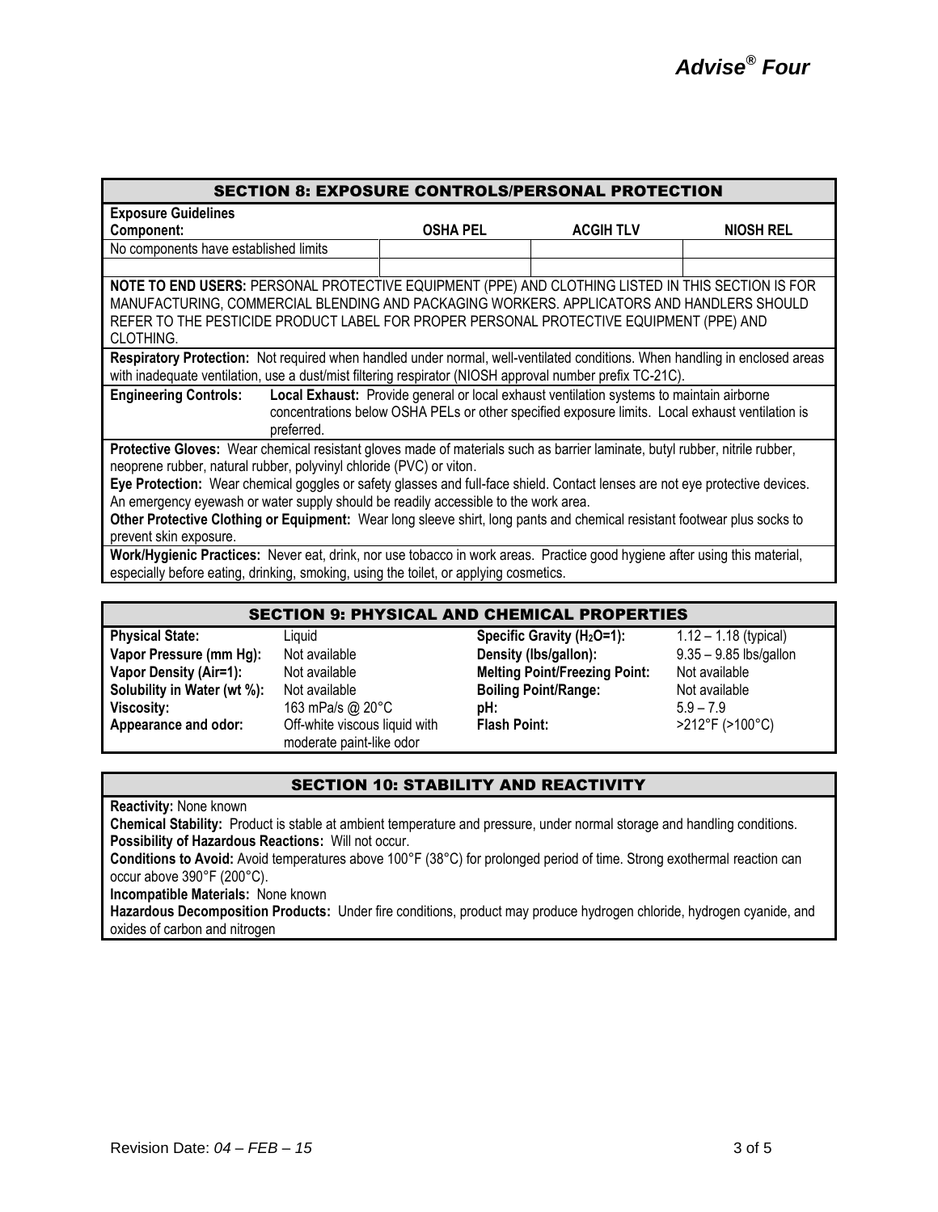## SECTION 8: EXPOSURE CONTROLS/PERSONAL PROTECTION

**Exposure Guidelines**

| Component: | OSHA PEL | ACGIH TLV | NIOSH REL |
|---|---|---|---|
| No components have established limits | | | |
| | | | |

**NOTE TO END USERS:** PERSONAL PROTECTIVE EQUIPMENT (PPE) AND CLOTHING LISTED IN THIS SECTION IS FOR MANUFACTURING, COMMERCIAL BLENDING AND PACKAGING WORKERS. APPLICATORS AND HANDLERS SHOULD REFER TO THE PESTICIDE PRODUCT LABEL FOR PROPER PERSONAL PROTECTIVE EQUIPMENT (PPE) AND CLOTHING.

**Respiratory Protection:** Not required when handled under normal, well-ventilated conditions. When handling in enclosed areas with inadequate ventilation, use a dust/mist filtering respirator (NIOSH approval number prefix TC-21C).

**Engineering Controls:** **Local Exhaust:** Provide general or local exhaust ventilation systems to maintain airborne concentrations below OSHA PELs or other specified exposure limits. Local exhaust ventilation is preferred.

**Protective Gloves:** Wear chemical resistant gloves made of materials such as barrier laminate, butyl rubber, nitrile rubber, neoprene rubber, natural rubber, polyvinyl chloride (PVC) or viton.

**Eye Protection:** Wear chemical goggles or safety glasses and full-face shield. Contact lenses are not eye protective devices. An emergency eyewash or water supply should be readily accessible to the work area.

**Other Protective Clothing or Equipment:** Wear long sleeve shirt, long pants and chemical resistant footwear plus socks to prevent skin exposure.

**Work/Hygienic Practices:** Never eat, drink, nor use tobacco in work areas. Practice good hygiene after using this material, especially before eating, drinking, smoking, using the toilet, or applying cosmetics.

## SECTION 9: PHYSICAL AND CHEMICAL PROPERTIES

| | | | |
|---|---|---|---|
| **Physical State:** | Liquid | **Specific Gravity ($H_2O$=1):** | 1.12 – 1.18 (typical) |
| **Vapor Pressure (mm Hg):** | Not available | **Density (lbs/gallon):** | 9.35 – 9.85 lbs/gallon |
| **Vapor Density (Air=1):** | Not available | **Melting Point/Freezing Point:** | Not available |
| **Solubility in Water (wt %):** | Not available | **Boiling Point/Range:** | Not available |
| **Viscosity:** | 163 mPa/s @ 20°C | **pH:** | 5.9 – 7.9 |
| **Appearance and odor:** | Off-white viscous liquid with moderate paint-like odor | **Flash Point:** | >212°F (>100°C) |

## SECTION 10: STABILITY AND REACTIVITY

**Reactivity:** None known

**Chemical Stability:** Product is stable at ambient temperature and pressure, under normal storage and handling conditions.

**Possibility of Hazardous Reactions:** Will not occur.

**Conditions to Avoid:** Avoid temperatures above 100°F (38°C) for prolonged period of time. Strong exothermal reaction can occur above 390°F (200°C).

**Incompatible Materials:** None known

**Hazardous Decomposition Products:** Under fire conditions, product may produce hydrogen chloride, hydrogen cyanide, and oxides of carbon and nitrogen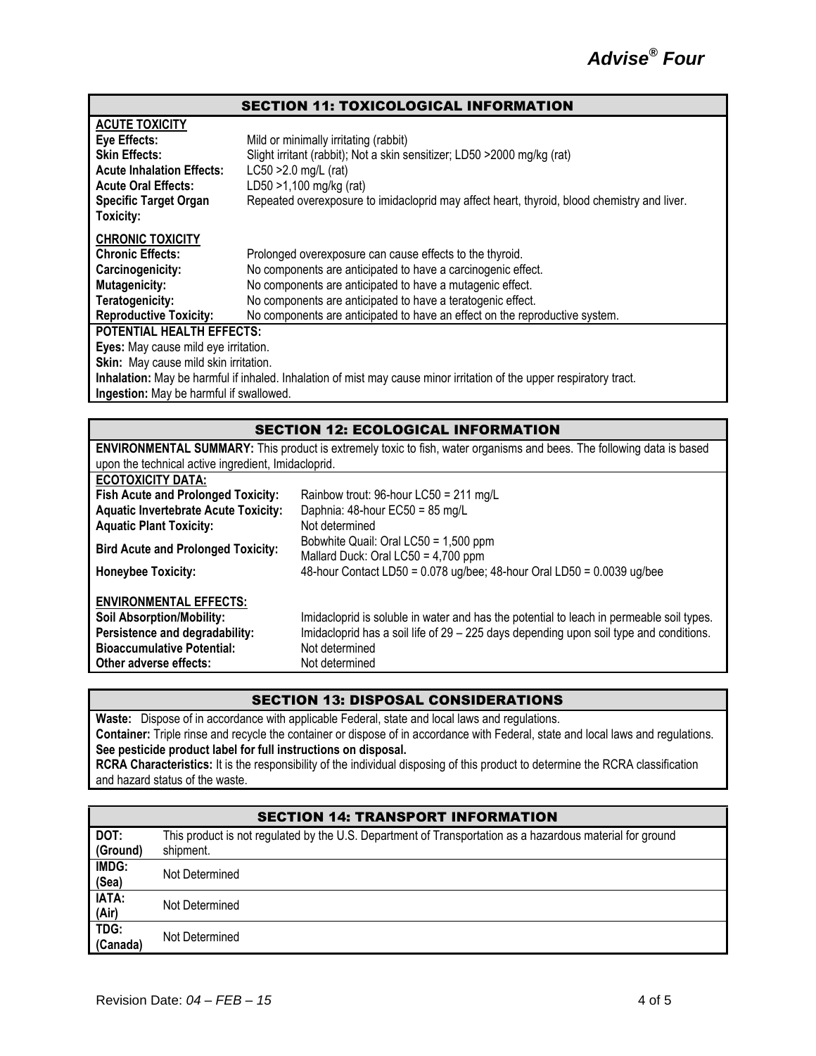## SECTION 11: TOXICOLOGICAL INFORMATION

**ACUTE TOXICITY**

| | |
|---|---|
| **Eye Effects:** | Mild or minimally irritating (rabbit) |
| **Skin Effects:** | Slight irritant (rabbit); Not a skin sensitizer; LD50 >2000 mg/kg (rat) |
| **Acute Inhalation Effects:** | LC50 >2.0 mg/L (rat) |
| **Acute Oral Effects:** | LD50 >1,100 mg/kg (rat) |
| **Specific Target Organ Toxicity:** | Repeated overexposure to imidacloprid may affect heart, thyroid, blood chemistry and liver. |

**CHRONIC TOXICITY**

| | |
|---|---|
| **Chronic Effects:** | Prolonged overexposure can cause effects to the thyroid. |
| **Carcinogenicity:** | No components are anticipated to have a carcinogenic effect. |
| **Mutagenicity:** | No components are anticipated to have a mutagenic effect. |
| **Teratogenicity:** | No components are anticipated to have a teratogenic effect. |
| **Reproductive Toxicity:** | No components are anticipated to have an effect on the reproductive system. |

**POTENTIAL HEALTH EFFECTS:**

**Eyes:** May cause mild eye irritation.

**Skin:** May cause mild skin irritation.

**Inhalation:** May be harmful if inhaled. Inhalation of mist may cause minor irritation of the upper respiratory tract.

**Ingestion:** May be harmful if swallowed.

## SECTION 12: ECOLOGICAL INFORMATION

**ENVIRONMENTAL SUMMARY:** This product is extremely toxic to fish, water organisms and bees. The following data is based upon the technical active ingredient, Imidacloprid.

**ECOTOXICITY DATA:**

| | |
|---|---|
| **Fish Acute and Prolonged Toxicity:** | Rainbow trout: 96-hour LC50 = 211 mg/L |
| **Aquatic Invertebrate Acute Toxicity:** | Daphnia: 48-hour EC50 = 85 mg/L |
| **Aquatic Plant Toxicity:** | Not determined |
| **Bird Acute and Prolonged Toxicity:** | Bobwhite Quail: Oral LC50 = 1,500 ppm<br>Mallard Duck: Oral LC50 = 4,700 ppm |
| **Honeybee Toxicity:** | 48-hour Contact LD50 = 0.078 ug/bee; 48-hour Oral LD50 = 0.0039 ug/bee |

**ENVIRONMENTAL EFFECTS:**

| | |
|---|---|
| **Soil Absorption/Mobility:** | Imidacloprid is soluble in water and has the potential to leach in permeable soil types. |
| **Persistence and degradability:** | Imidacloprid has a soil life of 29 – 225 days depending upon soil type and conditions. |
| **Bioaccumulative Potential:** | Not determined |
| **Other adverse effects:** | Not determined |

## SECTION 13: DISPOSAL CONSIDERATIONS

**Waste:** Dispose of in accordance with applicable Federal, state and local laws and regulations.

**Container:** Triple rinse and recycle the container or dispose of in accordance with Federal, state and local laws and regulations.

**See pesticide product label for full instructions on disposal.**

**RCRA Characteristics:** It is the responsibility of the individual disposing of this product to determine the RCRA classification and hazard status of the waste.

## SECTION 14: TRANSPORT INFORMATION

| | |
|---|---|
| **DOT: (Ground)** | This product is not regulated by the U.S. Department of Transportation as a hazardous material for ground shipment. |
| **IMDG: (Sea)** | Not Determined |
| **IATA: (Air)** | Not Determined |
| **TDG: (Canada)** | Not Determined |

Revision Date: *04 – FEB – 15*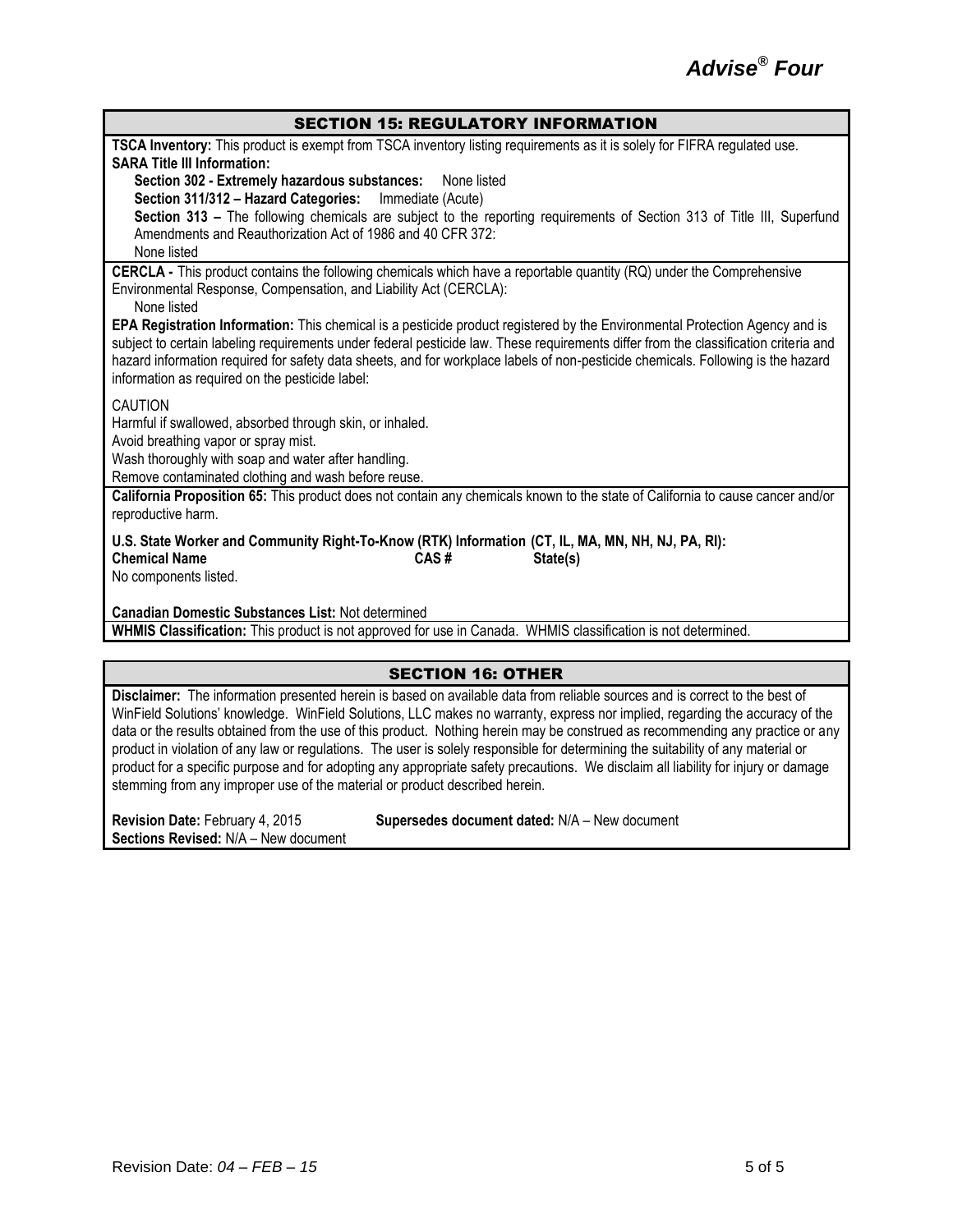## SECTION 15: REGULATORY INFORMATION

**TSCA Inventory:** This product is exempt from TSCA inventory listing requirements as it is solely for FIFRA regulated use.

**SARA Title III Information:**

**Section 302 - Extremely hazardous substances:** None listed

**Section 311/312 – Hazard Categories:** Immediate (Acute)

**Section 313 –** The following chemicals are subject to the reporting requirements of Section 313 of Title III, Superfund Amendments and Reauthorization Act of 1986 and 40 CFR 372:

None listed

**CERCLA -** This product contains the following chemicals which have a reportable quantity (RQ) under the Comprehensive Environmental Response, Compensation, and Liability Act (CERCLA):

None listed

**EPA Registration Information:** This chemical is a pesticide product registered by the Environmental Protection Agency and is subject to certain labeling requirements under federal pesticide law. These requirements differ from the classification criteria and hazard information required for safety data sheets, and for workplace labels of non-pesticide chemicals. Following is the hazard information as required on the pesticide label:

CAUTION
Harmful if swallowed, absorbed through skin, or inhaled.
Avoid breathing vapor or spray mist.
Wash thoroughly with soap and water after handling.
Remove contaminated clothing and wash before reuse.

**California Proposition 65:** This product does not contain any chemicals known to the state of California to cause cancer and/or reproductive harm.

**U.S. State Worker and Community Right-To-Know (RTK) Information (CT, IL, MA, MN, NH, NJ, PA, RI):**

| Chemical Name | CAS # | State(s) |
|---|---|---|
| No components listed. | | |

**Canadian Domestic Substances List:** Not determined

**WHMIS Classification:** This product is not approved for use in Canada. WHMIS classification is not determined.

## SECTION 16: OTHER

**Disclaimer:** The information presented herein is based on available data from reliable sources and is correct to the best of WinField Solutions' knowledge. WinField Solutions, LLC makes no warranty, express nor implied, regarding the accuracy of the data or the results obtained from the use of this product. Nothing herein may be construed as recommending any practice or any product in violation of any law or regulations. The user is solely responsible for determining the suitability of any material or product for a specific purpose and for adopting any appropriate safety precautions. We disclaim all liability for injury or damage stemming from any improper use of the material or product described herein.

**Revision Date:** February 4, 2015 **Supersedes document dated:** N/A – New document

**Sections Revised:** N/A – New document